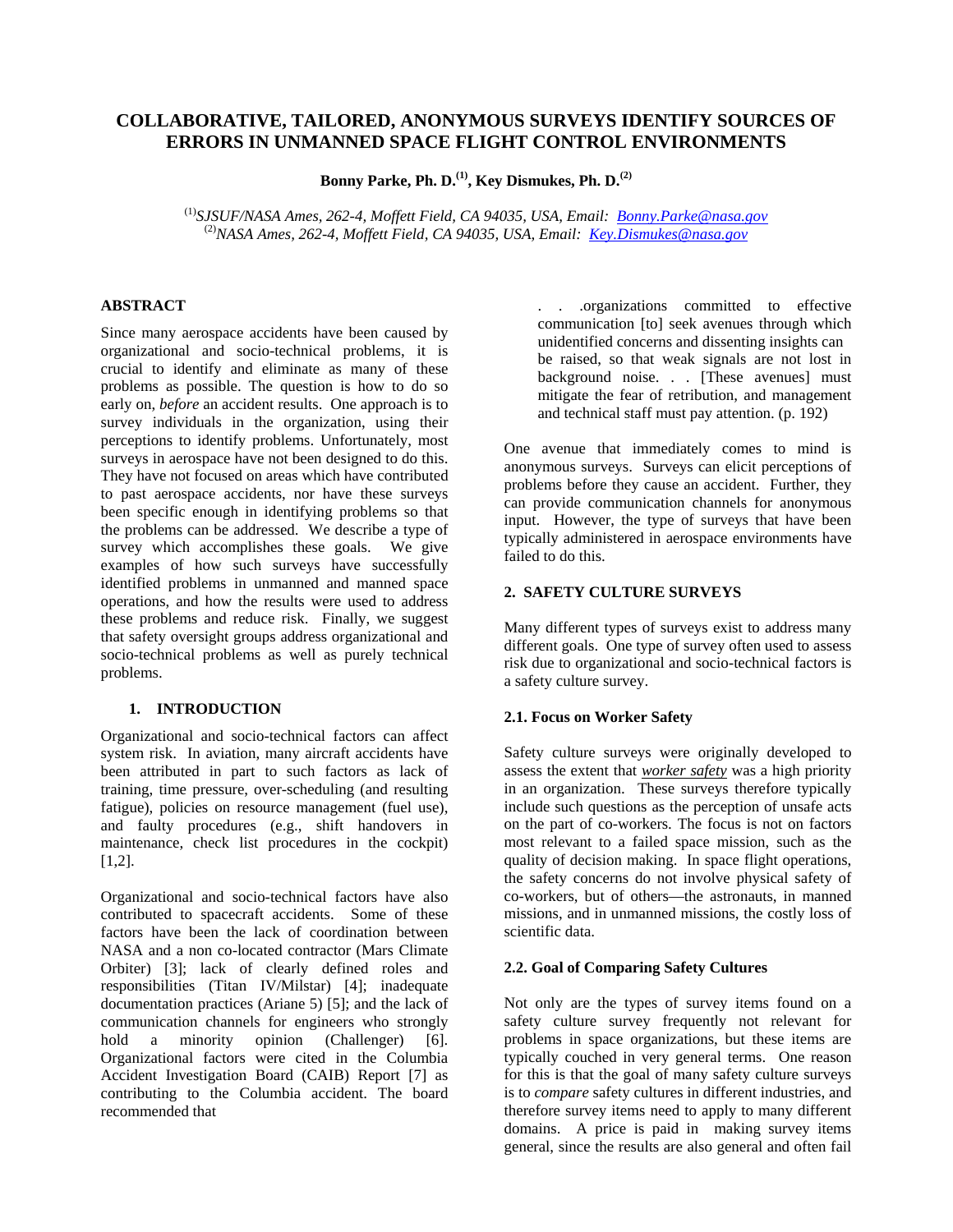# COLLABORATIVE, TAILORED, ANONYMOUS SURVEYS IDENTIFY SOURCES OF ERRORS IN UNMANNED SPACE FLIGHT CONTROL ENVIRONMENTS

**Bonny Parke, Ph. D.[(1)], Key Dismukes, Ph. D.[(2)]**

[(1)]*SJSUF/NASA Ames, 262-4, Moffett Field, CA 94035, USA, Email: Bonny.Parke@nasa.gov*
[(2)]*NASA Ames, 262-4, Moffett Field, CA 94035, USA, Email: Key.Dismukes@nasa.gov*

## ABSTRACT

Since many aerospace accidents have been caused by organizational and socio-technical problems, it is crucial to identify and eliminate as many of these problems as possible. The question is how to do so early on, *before* an accident results. One approach is to survey individuals in the organization, using their perceptions to identify problems. Unfortunately, most surveys in aerospace have not been designed to do this. They have not focused on areas which have contributed to past aerospace accidents, nor have these surveys been specific enough in identifying problems so that the problems can be addressed. We describe a type of survey which accomplishes these goals. We give examples of how such surveys have successfully identified problems in unmanned and manned space operations, and how the results were used to address these problems and reduce risk. Finally, we suggest that safety oversight groups address organizational and socio-technical problems as well as purely technical problems.

## 1. INTRODUCTION

Organizational and socio-technical factors can affect system risk. In aviation, many aircraft accidents have been attributed in part to such factors as lack of training, time pressure, over-scheduling (and resulting fatigue), policies on resource management (fuel use), and faulty procedures (e.g., shift handovers in maintenance, check list procedures in the cockpit) [1,2].

Organizational and socio-technical factors have also contributed to spacecraft accidents. Some of these factors have been the lack of coordination between NASA and a non co-located contractor (Mars Climate Orbiter) [3]; lack of clearly defined roles and responsibilities (Titan IV/Milstar) [4]; inadequate documentation practices (Ariane 5) [5]; and the lack of communication channels for engineers who strongly hold a minority opinion (Challenger) [6]. Organizational factors were cited in the Columbia Accident Investigation Board (CAIB) Report [7] as contributing to the Columbia accident. The board recommended that

> . . .organizations committed to effective communication [to] seek avenues through which unidentified concerns and dissenting insights can be raised, so that weak signals are not lost in background noise. . . [These avenues] must mitigate the fear of retribution, and management and technical staff must pay attention. (p. 192)

One avenue that immediately comes to mind is anonymous surveys. Surveys can elicit perceptions of problems before they cause an accident. Further, they can provide communication channels for anonymous input. However, the type of surveys that have been typically administered in aerospace environments have failed to do this.

## 2. SAFETY CULTURE SURVEYS

Many different types of surveys exist to address many different goals. One type of survey often used to assess risk due to organizational and socio-technical factors is a safety culture survey.

### 2.1. Focus on Worker Safety

Safety culture surveys were originally developed to assess the extent that ***worker safety*** was a high priority in an organization. These surveys therefore typically include such questions as the perception of unsafe acts on the part of co-workers. The focus is not on factors most relevant to a failed space mission, such as the quality of decision making. In space flight operations, the safety concerns do not involve physical safety of co-workers, but of others—the astronauts, in manned missions, and in unmanned missions, the costly loss of scientific data.

### 2.2. Goal of Comparing Safety Cultures

Not only are the types of survey items found on a safety culture survey frequently not relevant for problems in space organizations, but these items are typically couched in very general terms. One reason for this is that the goal of many safety culture surveys is to *compare* safety cultures in different industries, and therefore survey items need to apply to many different domains. A price is paid in making survey items general, since the results are also general and often fail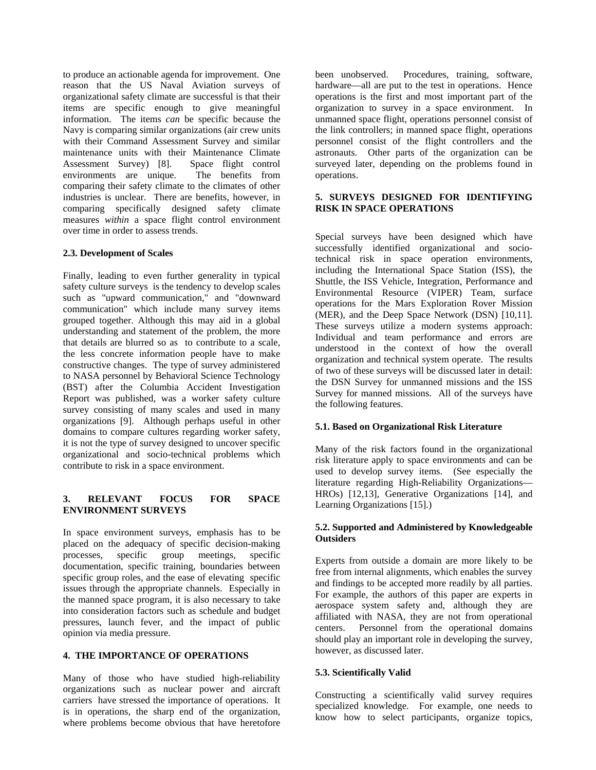to produce an actionable agenda for improvement. One reason that the US Naval Aviation surveys of organizational safety climate are successful is that their items are specific enough to give meaningful information. The items *can* be specific because the Navy is comparing similar organizations (air crew units with their Command Assessment Survey and similar maintenance units with their Maintenance Climate Assessment Survey) [8]. Space flight control environments are unique. The benefits from comparing their safety climate to the climates of other industries is unclear. There are benefits, however, in comparing specifically designed safety climate measures *within* a space flight control environment over time in order to assess trends.

### 2.3. Development of Scales

Finally, leading to even further generality in typical safety culture surveys is the tendency to develop scales such as "upward communication," and "downward communication" which include many survey items grouped together. Although this may aid in a global understanding and statement of the problem, the more that details are blurred so as to contribute to a scale, the less concrete information people have to make constructive changes. The type of survey administered to NASA personnel by Behavioral Science Technology (BST) after the Columbia Accident Investigation Report was published, was a worker safety culture survey consisting of many scales and used in many organizations [9]. Although perhaps useful in other domains to compare cultures regarding worker safety, it is not the type of survey designed to uncover specific organizational and socio-technical problems which contribute to risk in a space environment.

## 3. RELEVANT FOCUS FOR SPACE ENVIRONMENT SURVEYS

In space environment surveys, emphasis has to be placed on the adequacy of specific decision-making processes, specific group meetings, specific documentation, specific training, boundaries between specific group roles, and the ease of elevating specific issues through the appropriate channels. Especially in the manned space program, it is also necessary to take into consideration factors such as schedule and budget pressures, launch fever, and the impact of public opinion via media pressure.

## 4. THE IMPORTANCE OF OPERATIONS

Many of those who have studied high-reliability organizations such as nuclear power and aircraft carriers have stressed the importance of operations. It is in operations, the sharp end of the organization, where problems become obvious that have heretofore been unobserved. Procedures, training, software, hardware—all are put to the test in operations. Hence operations is the first and most important part of the organization to survey in a space environment. In unmanned space flight, operations personnel consist of the link controllers; in manned space flight, operations personnel consist of the flight controllers and the astronauts. Other parts of the organization can be surveyed later, depending on the problems found in operations.

## 5. SURVEYS DESIGNED FOR IDENTIFYING RISK IN SPACE OPERATIONS

Special surveys have been designed which have successfully identified organizational and socio-technical risk in space operation environments, including the International Space Station (ISS), the Shuttle, the ISS Vehicle, Integration, Performance and Environmental Resource (VIPER) Team, surface operations for the Mars Exploration Rover Mission (MER), and the Deep Space Network (DSN) [10,11]. These surveys utilize a modern systems approach: Individual and team performance and errors are understood in the context of how the overall organization and technical system operate. The results of two of these surveys will be discussed later in detail: the DSN Survey for unmanned missions and the ISS Survey for manned missions. All of the surveys have the following features.

### 5.1. Based on Organizational Risk Literature

Many of the risk factors found in the organizational risk literature apply to space environments and can be used to develop survey items. (See especially the literature regarding High-Reliability Organizations—HROs) [12,13], Generative Organizations [14], and Learning Organizations [15].)

### 5.2. Supported and Administered by Knowledgeable Outsiders

Experts from outside a domain are more likely to be free from internal alignments, which enables the survey and findings to be accepted more readily by all parties. For example, the authors of this paper are experts in aerospace system safety and, although they are affiliated with NASA, they are not from operational centers. Personnel from the operational domains should play an important role in developing the survey, however, as discussed later.

### 5.3. Scientifically Valid

Constructing a scientifically valid survey requires specialized knowledge. For example, one needs to know how to select participants, organize topics,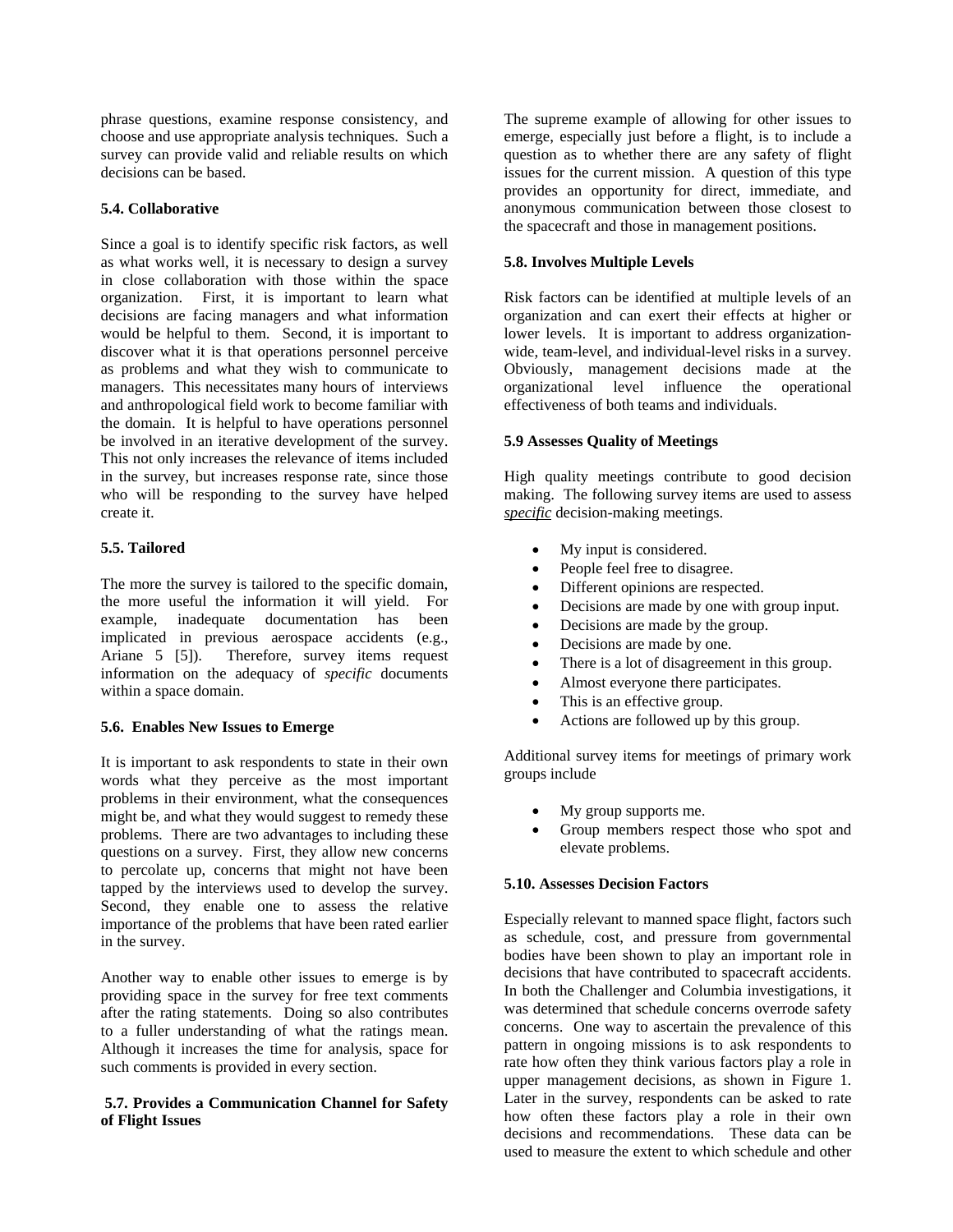phrase questions, examine response consistency, and choose and use appropriate analysis techniques. Such a survey can provide valid and reliable results on which decisions can be based.

### 5.4. Collaborative

Since a goal is to identify specific risk factors, as well as what works well, it is necessary to design a survey in close collaboration with those within the space organization. First, it is important to learn what decisions are facing managers and what information would be helpful to them. Second, it is important to discover what it is that operations personnel perceive as problems and what they wish to communicate to managers. This necessitates many hours of interviews and anthropological field work to become familiar with the domain. It is helpful to have operations personnel be involved in an iterative development of the survey. This not only increases the relevance of items included in the survey, but increases response rate, since those who will be responding to the survey have helped create it.

### 5.5. Tailored

The more the survey is tailored to the specific domain, the more useful the information it will yield. For example, inadequate documentation has been implicated in previous aerospace accidents (e.g., Ariane 5 [5]). Therefore, survey items request information on the adequacy of *specific* documents within a space domain.

### 5.6. Enables New Issues to Emerge

It is important to ask respondents to state in their own words what they perceive as the most important problems in their environment, what the consequences might be, and what they would suggest to remedy these problems. There are two advantages to including these questions on a survey. First, they allow new concerns to percolate up, concerns that might not have been tapped by the interviews used to develop the survey. Second, they enable one to assess the relative importance of the problems that have been rated earlier in the survey.

Another way to enable other issues to emerge is by providing space in the survey for free text comments after the rating statements. Doing so also contributes to a fuller understanding of what the ratings mean. Although it increases the time for analysis, space for such comments is provided in every section.

### 5.7. Provides a Communication Channel for Safety of Flight Issues

The supreme example of allowing for other issues to emerge, especially just before a flight, is to include a question as to whether there are any safety of flight issues for the current mission. A question of this type provides an opportunity for direct, immediate, and anonymous communication between those closest to the spacecraft and those in management positions.

### 5.8. Involves Multiple Levels

Risk factors can be identified at multiple levels of an organization and can exert their effects at higher or lower levels. It is important to address organization-wide, team-level, and individual-level risks in a survey. Obviously, management decisions made at the organizational level influence the operational effectiveness of both teams and individuals.

### 5.9 Assesses Quality of Meetings

High quality meetings contribute to good decision making. The following survey items are used to assess ***specific*** decision-making meetings.

- My input is considered.
- People feel free to disagree.
- Different opinions are respected.
- Decisions are made by one with group input.
- Decisions are made by the group.
- Decisions are made by one.
- There is a lot of disagreement in this group.
- Almost everyone there participates.
- This is an effective group.
- Actions are followed up by this group.

Additional survey items for meetings of primary work groups include

- My group supports me.
- Group members respect those who spot and elevate problems.

### 5.10. Assesses Decision Factors

Especially relevant to manned space flight, factors such as schedule, cost, and pressure from governmental bodies have been shown to play an important role in decisions that have contributed to spacecraft accidents. In both the Challenger and Columbia investigations, it was determined that schedule concerns overrode safety concerns. One way to ascertain the prevalence of this pattern in ongoing missions is to ask respondents to rate how often they think various factors play a role in upper management decisions, as shown in Figure 1. Later in the survey, respondents can be asked to rate how often these factors play a role in their own decisions and recommendations. These data can be used to measure the extent to which schedule and other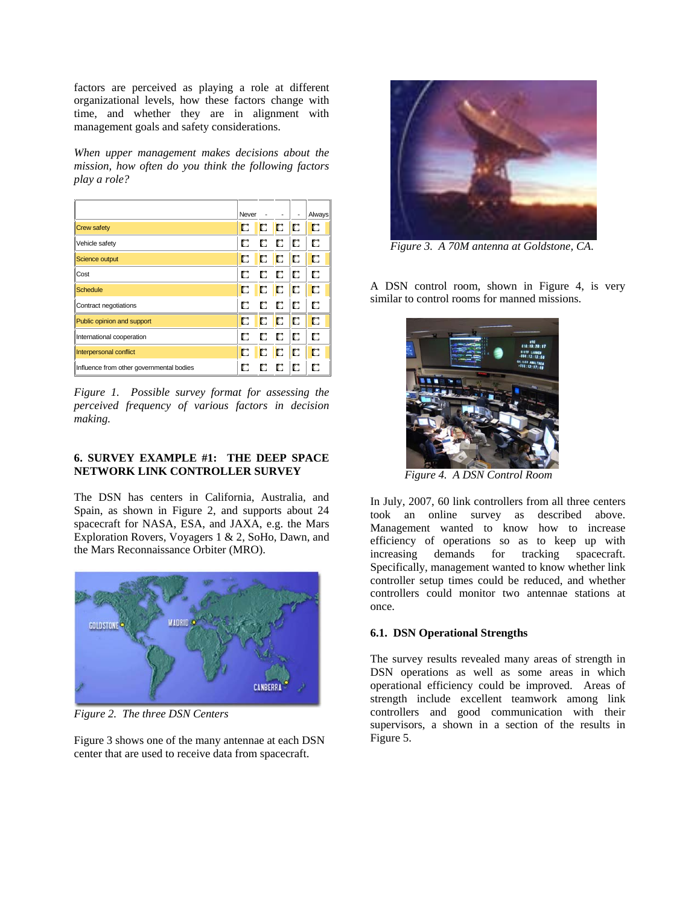factors are perceived as playing a role at different organizational levels, how these factors change with time, and whether they are in alignment with management goals and safety considerations.

*When upper management makes decisions about the mission, how often do you think the following factors play a role?*

| | Never | - | - | - | Always |
|---|---|---|---|---|---|
| Crew safety | ☐ | ☐ | ☐ | ☐ | ☐ |
| Vehicle safety | ☐ | ☐ | ☐ | ☐ | ☐ |
| Science output | ☐ | ☐ | ☐ | ☐ | ☐ |
| Cost | ☐ | ☐ | ☐ | ☐ | ☐ |
| Schedule | ☐ | ☐ | ☐ | ☐ | ☐ |
| Contract negotiations | ☐ | ☐ | ☐ | ☐ | ☐ |
| Public opinion and support | ☐ | ☐ | ☐ | ☐ | ☐ |
| International cooperation | ☐ | ☐ | ☐ | ☐ | ☐ |
| Interpersonal conflict | ☐ | ☐ | ☐ | ☐ | ☐ |
| Influence from other governmental bodies | ☐ | ☐ | ☐ | ☐ | ☐ |

*Figure 1. Possible survey format for assessing the perceived frequency of various factors in decision making.*

## 6. SURVEY EXAMPLE #1: THE DEEP SPACE NETWORK LINK CONTROLLER SURVEY

The DSN has centers in California, Australia, and Spain, as shown in Figure 2, and supports about 24 spacecraft for NASA, ESA, and JAXA, e.g. the Mars Exploration Rovers, Voyagers 1 & 2, SoHo, Dawn, and the Mars Reconnaissance Orbiter (MRO).

*Figure 2. The three DSN Centers*

Figure 3 shows one of the many antennae at each DSN center that are used to receive data from spacecraft.

*Figure 3. A 70M antenna at Goldstone, CA.*

A DSN control room, shown in Figure 4, is very similar to control rooms for manned missions.

*Figure 4. A DSN Control Room*

In July, 2007, 60 link controllers from all three centers took an online survey as described above. Management wanted to know how to increase efficiency of operations so as to keep up with increasing demands for tracking spacecraft. Specifically, management wanted to know whether link controller setup times could be reduced, and whether controllers could monitor two antennae stations at once.

### 6.1. DSN Operational Strengths

The survey results revealed many areas of strength in DSN operations as well as some areas in which operational efficiency could be improved. Areas of strength include excellent teamwork among link controllers and good communication with their supervisors, a shown in a section of the results in Figure 5.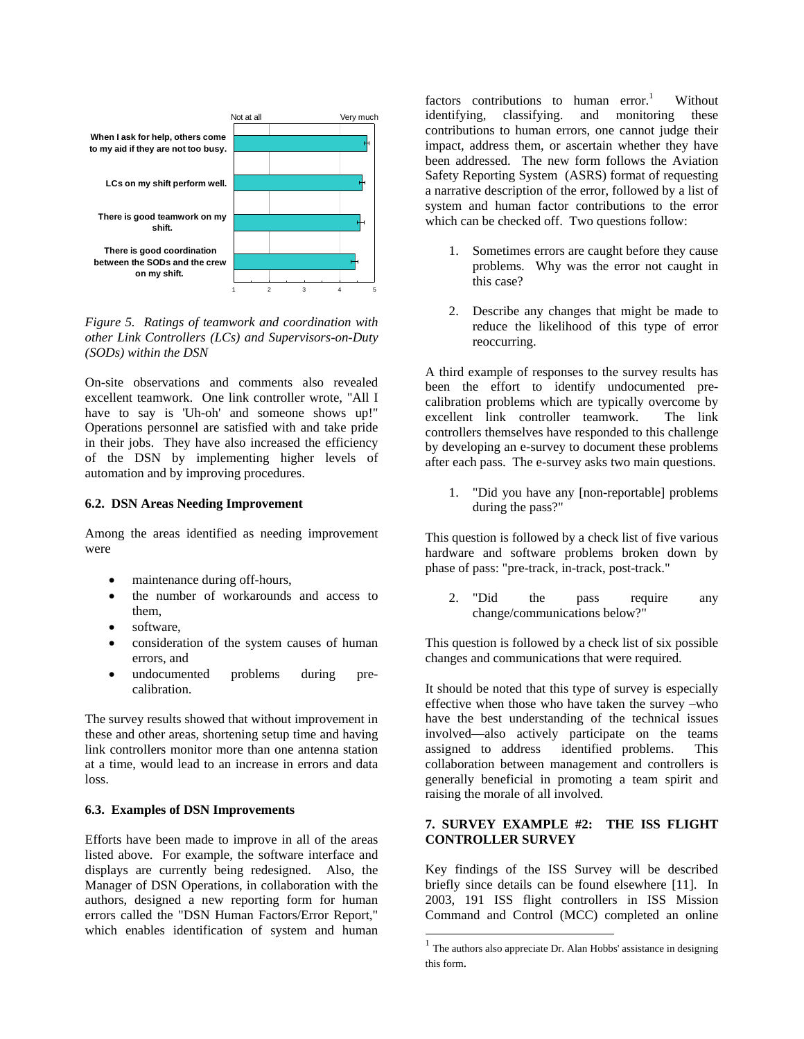Figure 5. *Ratings of teamwork and coordination with other Link Controllers (LCs) and Supervisors-on-Duty (SODs) within the DSN*

On-site observations and comments also revealed excellent teamwork. One link controller wrote, "All I have to say is 'Uh-oh' and someone shows up!" Operations personnel are satisfied with and take pride in their jobs. They have also increased the efficiency of the DSN by implementing higher levels of automation and by improving procedures.

### 6.2. DSN Areas Needing Improvement

Among the areas identified as needing improvement were

- maintenance during off-hours,
- the number of workarounds and access to them,
- software,
- consideration of the system causes of human errors, and
- undocumented problems during pre-calibration.

The survey results showed that without improvement in these and other areas, shortening setup time and having link controllers monitor more than one antenna station at a time, would lead to an increase in errors and data loss.

### 6.3. Examples of DSN Improvements

Efforts have been made to improve in all of the areas listed above. For example, the software interface and displays are currently being redesigned. Also, the Manager of DSN Operations, in collaboration with the authors, designed a new reporting form for human errors called the "DSN Human Factors/Error Report," which enables identification of system and human factors contributions to human error.[1] Without identifying, classifying. and monitoring these contributions to human errors, one cannot judge their impact, address them, or ascertain whether they have been addressed. The new form follows the Aviation Safety Reporting System (ASRS) format of requesting a narrative description of the error, followed by a list of system and human factor contributions to the error which can be checked off. Two questions follow:

1. Sometimes errors are caught before they cause problems. Why was the error not caught in this case?
2. Describe any changes that might be made to reduce the likelihood of this type of error reoccurring.

A third example of responses to the survey results has been the effort to identify undocumented pre-calibration problems which are typically overcome by excellent link controller teamwork. The link controllers themselves have responded to this challenge by developing an e-survey to document these problems after each pass. The e-survey asks two main questions.

1. "Did you have any [non-reportable] problems during the pass?"

This question is followed by a check list of five various hardware and software problems broken down by phase of pass: "pre-track, in-track, post-track."

2. "Did the pass require any change/communications below?"

This question is followed by a check list of six possible changes and communications that were required.

It should be noted that this type of survey is especially effective when those who have taken the survey –who have the best understanding of the technical issues involved—also actively participate on the teams assigned to address identified problems. This collaboration between management and controllers is generally beneficial in promoting a team spirit and raising the morale of all involved.

## 7. SURVEY EXAMPLE #2: THE ISS FLIGHT CONTROLLER SURVEY

Key findings of the ISS Survey will be described briefly since details can be found elsewhere [11]. In 2003, 191 ISS flight controllers in ISS Mission Command and Control (MCC) completed an online

[1] The authors also appreciate Dr. Alan Hobbs' assistance in designing this form.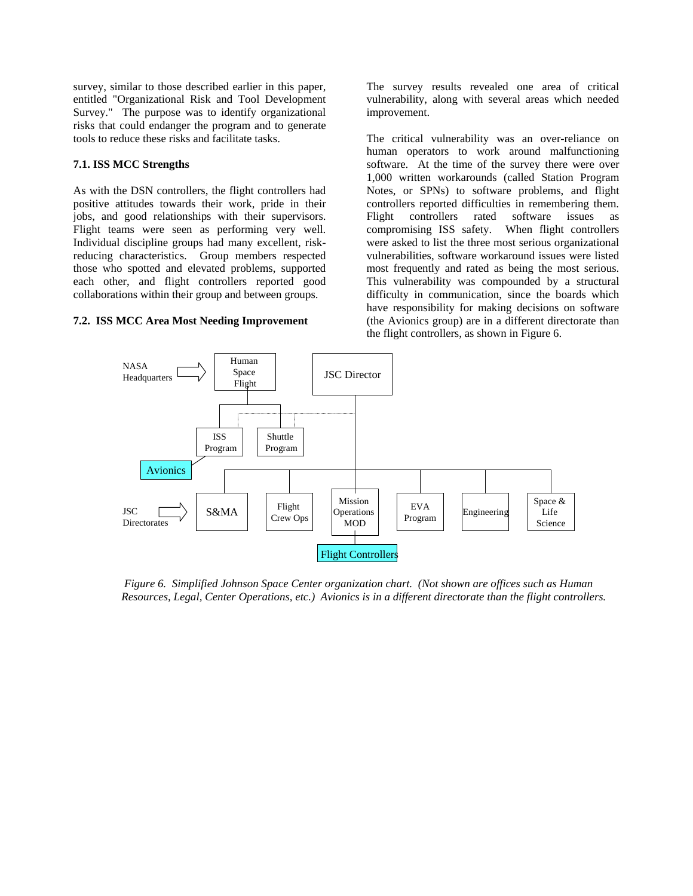survey, similar to those described earlier in this paper, entitled "Organizational Risk and Tool Development Survey." The purpose was to identify organizational risks that could endanger the program and to generate tools to reduce these risks and facilitate tasks.

### 7.1. ISS MCC Strengths

As with the DSN controllers, the flight controllers had positive attitudes towards their work, pride in their jobs, and good relationships with their supervisors. Flight teams were seen as performing very well. Individual discipline groups had many excellent, risk-reducing characteristics. Group members respected those who spotted and elevated problems, supported each other, and flight controllers reported good collaborations within their group and between groups.

### 7.2. ISS MCC Area Most Needing Improvement

The survey results revealed one area of critical vulnerability, along with several areas which needed improvement.

The critical vulnerability was an over-reliance on human operators to work around malfunctioning software. At the time of the survey there were over 1,000 written workarounds (called Station Program Notes, or SPNs) to software problems, and flight controllers reported difficulties in remembering them. Flight controllers rated software issues as compromising ISS safety. When flight controllers were asked to list the three most serious organizational vulnerabilities, software workaround issues were listed most frequently and rated as being the most serious. This vulnerability was compounded by a structural difficulty in communication, since the boards which have responsibility for making decisions on software (the Avionics group) are in a different directorate than the flight controllers, as shown in Figure 6.

NASA Headquarters → Human Space Flight; JSC Director

ISS Program; Shuttle Program

Avionics

JSC Directorates → S&MA; Flight Crew Ops; Mission Operations MOD; EVA Program; Engineering; Space & Life Science

Flight Controllers

*Figure 6. Simplified Johnson Space Center organization chart. (Not shown are offices such as Human Resources, Legal, Center Operations, etc.) Avionics is in a different directorate than the flight controllers.*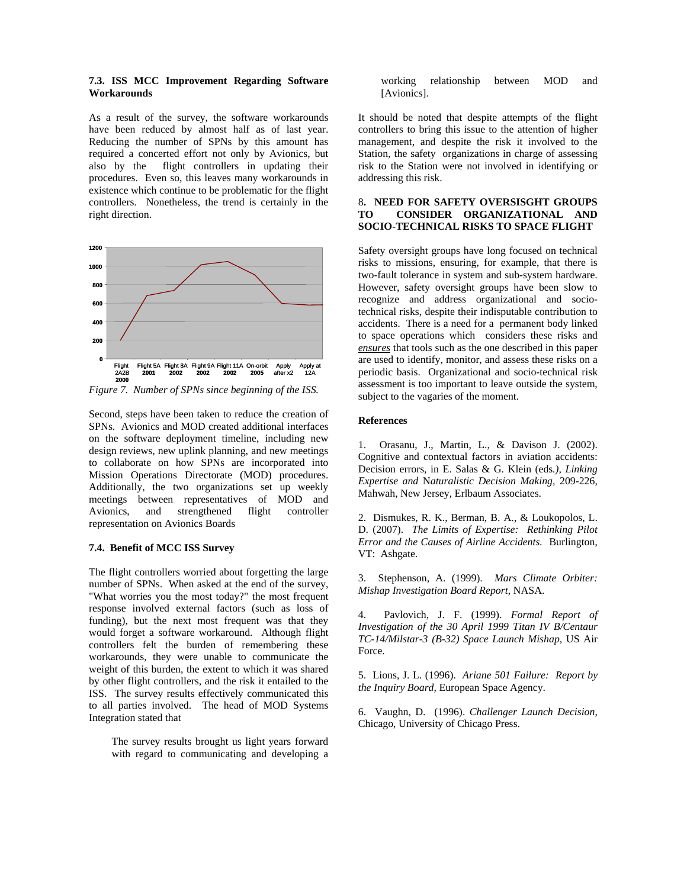### 7.3. ISS MCC Improvement Regarding Software Workarounds

As a result of the survey, the software workarounds have been reduced by almost half as of last year. Reducing the number of SPNs by this amount has required a concerted effort not only by Avionics, but also by the flight controllers in updating their procedures. Even so, this leaves many workarounds in existence which continue to be problematic for the flight controllers. Nonetheless, the trend is certainly in the right direction.

*Figure 7. Number of SPNs since beginning of the ISS.*

Second, steps have been taken to reduce the creation of SPNs. Avionics and MOD created additional interfaces on the software deployment timeline, including new design reviews, new uplink planning, and new meetings to collaborate on how SPNs are incorporated into Mission Operations Directorate (MOD) procedures. Additionally, the two organizations set up weekly meetings between representatives of MOD and Avionics, and strengthened flight controller representation on Avionics Boards

### 7.4. Benefit of MCC ISS Survey

The flight controllers worried about forgetting the large number of SPNs. When asked at the end of the survey, "What worries you the most today?" the most frequent response involved external factors (such as loss of funding), but the next most frequent was that they would forget a software workaround. Although flight controllers felt the burden of remembering these workarounds, they were unable to communicate the weight of this burden, the extent to which it was shared by other flight controllers, and the risk it entailed to the ISS. The survey results effectively communicated this to all parties involved. The head of MOD Systems Integration stated that

> The survey results brought us light years forward with regard to communicating and developing a working relationship between MOD and [Avionics].

It should be noted that despite attempts of the flight controllers to bring this issue to the attention of higher management, and despite the risk it involved to the Station, the safety organizations in charge of assessing risk to the Station were not involved in identifying or addressing this risk.

## 8. NEED FOR SAFETY OVERSISGHT GROUPS TO CONSIDER ORGANIZATIONAL AND SOCIO-TECHNICAL RISKS TO SPACE FLIGHT

Safety oversight groups have long focused on technical risks to missions, ensuring, for example, that there is two-fault tolerance in system and sub-system hardware. However, safety oversight groups have been slow to recognize and address organizational and socio-technical risks, despite their indisputable contribution to accidents. There is a need for a permanent body linked to space operations which considers these risks and *ensures* that tools such as the one described in this paper are used to identify, monitor, and assess these risks on a periodic basis. Organizational and socio-technical risk assessment is too important to leave outside the system, subject to the vagaries of the moment.

### References

1. Orasanu, J., Martin, L., & Davison J. (2002). Cognitive and contextual factors in aviation accidents: Decision errors, in E. Salas & G. Klein (eds.), *Linking Expertise and Naturalistic Decision Making*, 209-226, Mahwah, New Jersey, Erlbaum Associates.

2. Dismukes, R. K., Berman, B. A., & Loukopolos, L. D. (2007). *The Limits of Expertise: Rethinking Pilot Error and the Causes of Airline Accidents.* Burlington, VT: Ashgate.

3. Stephenson, A. (1999). *Mars Climate Orbiter: Mishap Investigation Board Report*, NASA.

4. Pavlovich, J. F. (1999). *Formal Report of Investigation of the 30 April 1999 Titan IV B/Centaur TC-14/Milstar-3 (B-32) Space Launch Mishap*, US Air Force.

5. Lions, J. L. (1996). *Ariane 501 Failure: Report by the Inquiry Board*, European Space Agency.

6. Vaughn, D. (1996). *Challenger Launch Decision*, Chicago, University of Chicago Press.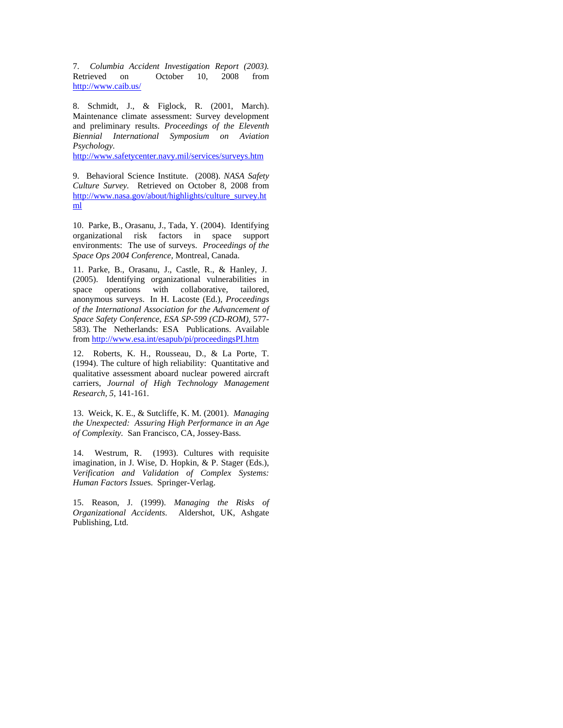7. *Columbia Accident Investigation Report (2003).* Retrieved on October 10, 2008 from http://www.caib.us/

8. Schmidt, J., & Figlock, R. (2001, March). Maintenance climate assessment: Survey development and preliminary results. *Proceedings of the Eleventh Biennial International Symposium on Aviation Psychology*. http://www.safetycenter.navy.mil/services/surveys.htm

9. Behavioral Science Institute. (2008). *NASA Safety Culture Survey*. Retrieved on October 8, 2008 from http://www.nasa.gov/about/highlights/culture_survey.html

10. Parke, B., Orasanu, J., Tada, Y. (2004). Identifying organizational risk factors in space support environments: The use of surveys. *Proceedings of the Space Ops 2004 Conference*, Montreal, Canada.

11. Parke, B., Orasanu, J., Castle, R., & Hanley, J. (2005). Identifying organizational vulnerabilities in space operations with collaborative, tailored, anonymous surveys. In H. Lacoste (Ed.), *Proceedings of the International Association for the Advancement of Space Safety Conference, ESA SP-599 (CD-ROM)*, 577-583). The Netherlands: ESA Publications. Available from http://www.esa.int/esapub/pi/proceedingsPI.htm

12. Roberts, K. H., Rousseau, D., & La Porte, T. (1994). The culture of high reliability: Quantitative and qualitative assessment aboard nuclear powered aircraft carriers, *Journal of High Technology Management Research, 5*, 141-161.

13. Weick, K. E., & Sutcliffe, K. M. (2001). *Managing the Unexpected: Assuring High Performance in an Age of Complexity.* San Francisco, CA, Jossey-Bass.

14. Westrum, R. (1993). Cultures with requisite imagination, in J. Wise, D. Hopkin, & P. Stager (Eds.), *Verification and Validation of Complex Systems: Human Factors Issues.* Springer-Verlag.

15. Reason, J. (1999). *Managing the Risks of Organizational Accidents.* Aldershot, UK, Ashgate Publishing, Ltd.